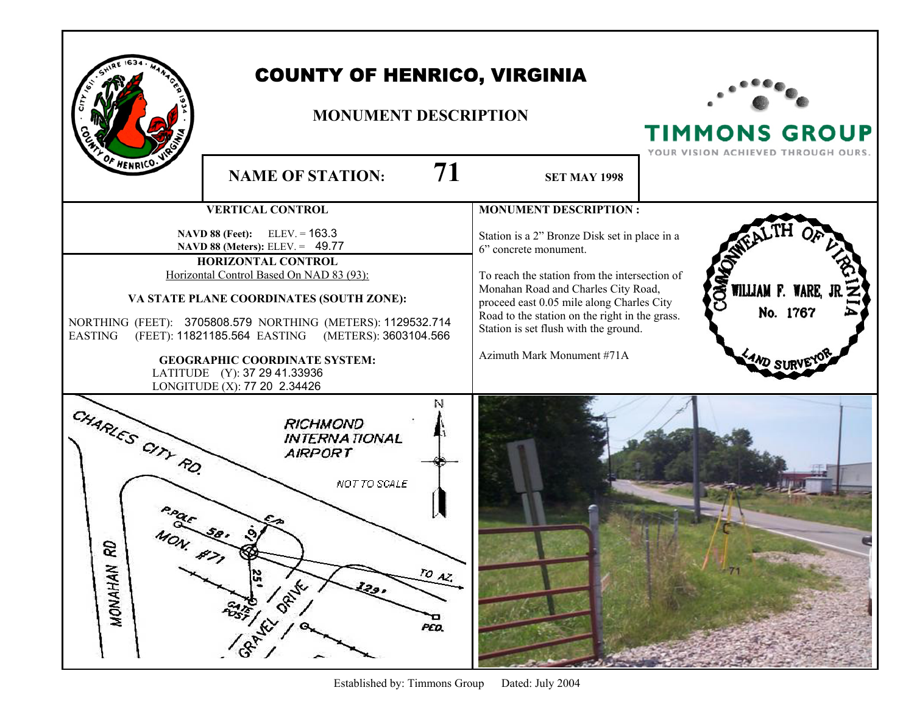# COUNTY OF HENRICO, VIRGINIA

## MONUMENT DESCRIPTION

TIMMONS GROUP
YOUR VISION ACHIEVED THROUGH OURS.

**NAME OF STATION:** **71** **SET MAY 1998**

### VERTICAL CONTROL

**NAVD 88 (Feet):** ELEV. = 163.3
**NAVD 88 (Meters):** ELEV. = 49.77

### HORIZONTAL CONTROL

Horizontal Control Based On NAD 83 (93):

**VA STATE PLANE COORDINATES (SOUTH ZONE):**

NORTHING (FEET): 3705808.579 NORTHING (METERS): 1129532.714
EASTING (FEET): 11821185.564 EASTING (METERS): 3603104.566

**GEOGRAPHIC COORDINATE SYSTEM:**

LATITUDE (Y): 37 29 41.33936
LONGITUDE (X): 77 20 2.34426

### MONUMENT DESCRIPTION :

Station is a 2" Bronze Disk set in place in a 6" concrete monument.

To reach the station from the intersection of Monahan Road and Charles City Road, proceed east 0.05 mile along Charles City Road to the station on the right in the grass. Station is set flush with the ground.

Azimuth Mark Monument #71A

COMMONWEALTH OF VIRGINIA
WILLIAM F. WARE, JR.
No. 1767
LAND SURVEYOR

CHARLES CITY RD. RICHMOND INTERNATIONAL AIRPORT N NOT TO SCALE P.POLE 58' 19' E/P MON. #71 25' GATE POST GRAVEL DRIVE 129' TO AZ. PED. MONAHAN RD

Established by: Timmons Group Dated: July 2004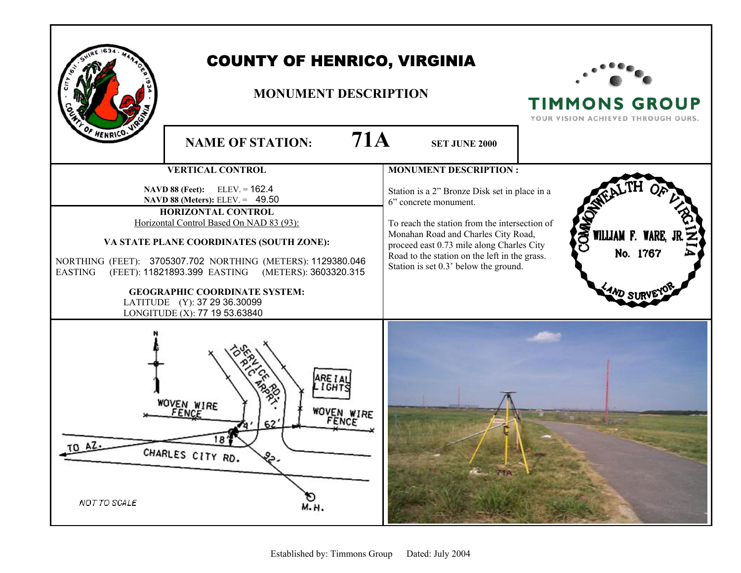# COUNTY OF HENRICO, VIRGINIA

## MONUMENT DESCRIPTION

TIMMONS GROUP
YOUR VISION ACHIEVED THROUGH OURS.

**NAME OF STATION:** **71A** **SET JUNE 2000**

### VERTICAL CONTROL

**NAVD 88 (Feet):** ELEV. = 162.4
**NAVD 88 (Meters):** ELEV. = 49.50

### HORIZONTAL CONTROL

Horizontal Control Based On NAD 83 (93):

**VA STATE PLANE COORDINATES (SOUTH ZONE):**

NORTHING (FEET): 3705307.702 NORTHING (METERS): 1129380.046
EASTING (FEET): 11821893.399 EASTING (METERS): 3603320.315

**GEOGRAPHIC COORDINATE SYSTEM:**

LATITUDE (Y): 37 29 36.30099
LONGITUDE (X): 77 19 53.63840

### MONUMENT DESCRIPTION :

Station is a 2" Bronze Disk set in place in a 6" concrete monument.

To reach the station from the intersection of Monahan Road and Charles City Road, proceed east 0.73 mile along Charles City Road to the station on the left in the grass. Station is set 0.3' below the ground.

COMMONWEALTH OF VIRGINIA
WILLIAM F. WARE, JR.
No. 1767
LAND SURVEYOR

N
SERVICE RD. TO RIC ARPRT.
AREIAL LIGHTS
WOVEN WIRE FENCE
WOVEN WIRE FENCE
4'
62'
18'
TO AZ.
CHARLES CITY RD.
92'
M.H.
NOT TO SCALE

Established by: Timmons Group Dated: July 2004